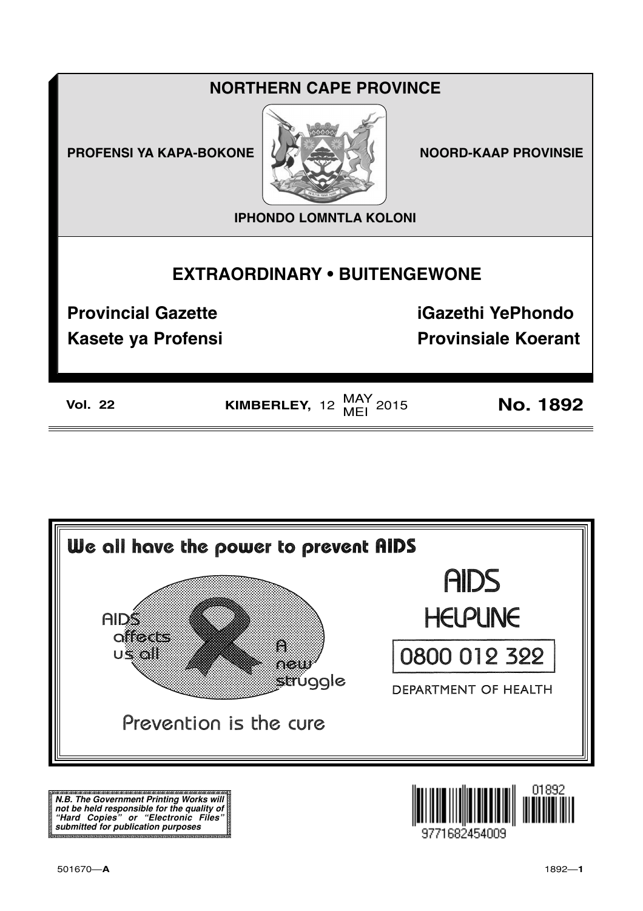# NORTHERN CAPE PROVINCE

**PROFENSI YA KAPA-BOKONE** | **NOORD-KAAP PROVINSIE**

**IPHONDO LOMNTLA KOLONI**

## EXTRAORDINARY • BUITENGEWONE

**Provincial Gazette** | **iGazethi YePhondo**

**Kasete ya Profensi** | **Provinsiale Koerant**

**Vol. 22** | **KIMBERLEY,** 12 MAY/MEI 2015 | **No. 1892**

---

**We all have the power to prevent AIDS**

AIDS affects us all

A new struggle

Prevention is the cure

AIDS HELPLINE

0800 012 322

DEPARTMENT OF HEALTH

***N.B. The Government Printing Works will not be held responsible for the quality of "Hard Copies" or "Electronic Files" submitted for publication purposes***

9771682454009 01892

501670—**A**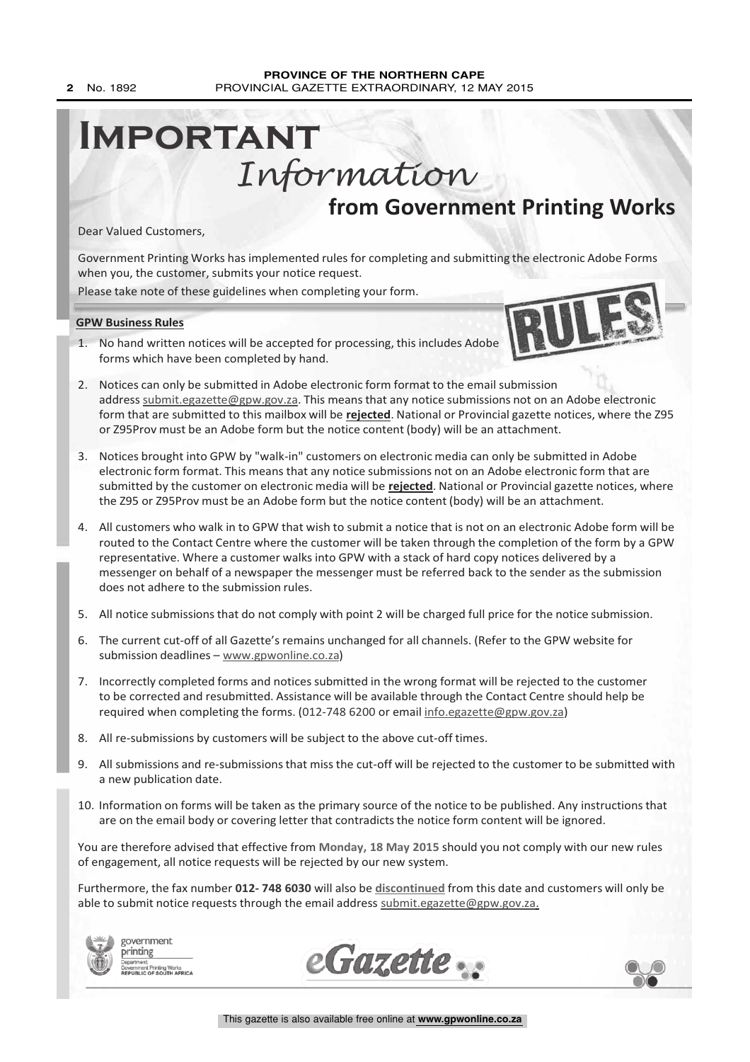# Important *Information*

## from Government Printing Works

Dear Valued Customers,

Government Printing Works has implemented rules for completing and submitting the electronic Adobe Forms when you, the customer, submits your notice request.

Please take note of these guidelines when completing your form.

**GPW Business Rules**

1. No hand written notices will be accepted for processing, this includes Adobe forms which have been completed by hand.
2. Notices can only be submitted in Adobe electronic form format to the email submission address submit.egazette@gpw.gov.za. This means that any notice submissions not on an Adobe electronic form that are submitted to this mailbox will be **rejected**. National or Provincial gazette notices, where the Z95 or Z95Prov must be an Adobe form but the notice content (body) will be an attachment.
3. Notices brought into GPW by "walk-in" customers on electronic media can only be submitted in Adobe electronic form format. This means that any notice submissions not on an Adobe electronic form that are submitted by the customer on electronic media will be **rejected**. National or Provincial gazette notices, where the Z95 or Z95Prov must be an Adobe form but the notice content (body) will be an attachment.
4. All customers who walk in to GPW that wish to submit a notice that is not on an electronic Adobe form will be routed to the Contact Centre where the customer will be taken through the completion of the form by a GPW representative. Where a customer walks into GPW with a stack of hard copy notices delivered by a messenger on behalf of a newspaper the messenger must be referred back to the sender as the submission does not adhere to the submission rules.
5. All notice submissions that do not comply with point 2 will be charged full price for the notice submission.
6. The current cut-off of all Gazette's remains unchanged for all channels. (Refer to the GPW website for submission deadlines – www.gpwonline.co.za)
7. Incorrectly completed forms and notices submitted in the wrong format will be rejected to the customer to be corrected and resubmitted. Assistance will be available through the Contact Centre should help be required when completing the forms. (012-748 6200 or email info.egazette@gpw.gov.za)
8. All re-submissions by customers will be subject to the above cut-off times.
9. All submissions and re-submissions that miss the cut-off will be rejected to the customer to be submitted with a new publication date.
10. Information on forms will be taken as the primary source of the notice to be published. Any instructions that are on the email body or covering letter that contradicts the notice form content will be ignored.

You are therefore advised that effective from **Monday, 18 May 2015** should you not comply with our new rules of engagement, all notice requests will be rejected by our new system.

Furthermore, the fax number **012- 748 6030** will also be **discontinued** from this date and customers will only be able to submit notice requests through the email address submit.egazette@gpw.gov.za.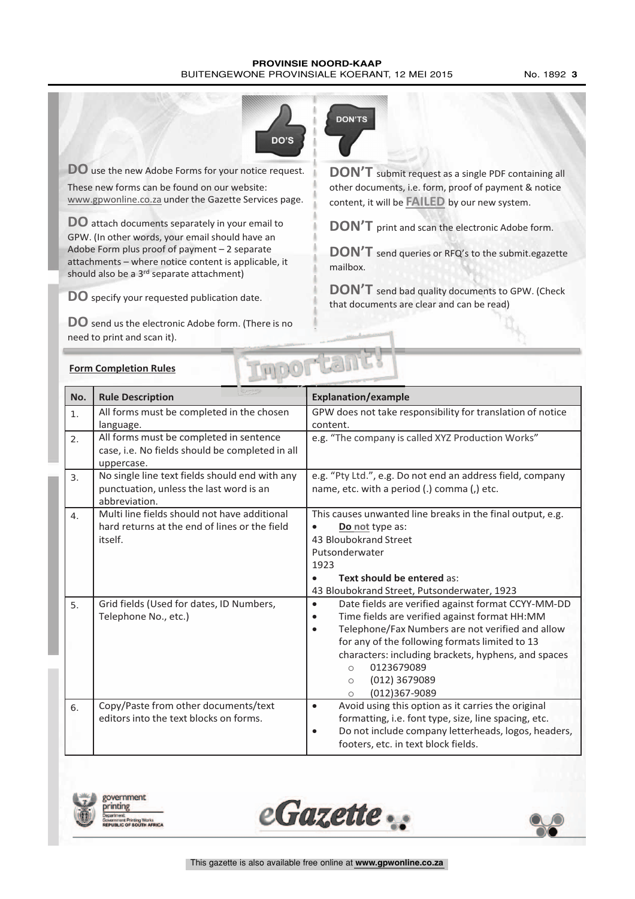**DO'S**

**DO** use the new Adobe Forms for your notice request.

These new forms can be found on our website: www.gpwonline.co.za under the Gazette Services page.

**DO** attach documents separately in your email to GPW. (In other words, your email should have an Adobe Form plus proof of payment – 2 separate attachments – where notice content is applicable, it should also be a 3rd separate attachment)

**DO** specify your requested publication date.

**DO** send us the electronic Adobe form. (There is no need to print and scan it).

**DON'TS**

**DON'T** submit request as a single PDF containing all other documents, i.e. form, proof of payment & notice content, it will be **FAILED** by our new system.

**DON'T** print and scan the electronic Adobe form.

**DON'T** send queries or RFQ's to the submit.egazette mailbox.

**DON'T** send bad quality documents to GPW. (Check that documents are clear and can be read)

## Form Completion Rules

**Important!**

| No. | Rule Description | Explanation/example |
|---|---|---|
| 1. | All forms must be completed in the chosen language. | GPW does not take responsibility for translation of notice content. |
| 2. | All forms must be completed in sentence case, i.e. No fields should be completed in all uppercase. | e.g. "The company is called XYZ Production Works" |
| 3. | No single line text fields should end with any punctuation, unless the last word is an abbreviation. | e.g. "Pty Ltd.", e.g. Do not end an address field, company name, etc. with a period (.) comma (,) etc. |
| 4. | Multi line fields should not have additional hard returns at the end of lines or the field itself. | This causes unwanted line breaks in the final output, e.g. • **Do not** type as: 43 Bloubokrand Street Putsonderwater 1923 • **Text should be entered** as: 43 Bloubokrand Street, Putsonderwater, 1923 |
| 5. | Grid fields (Used for dates, ID Numbers, Telephone No., etc.) | • Date fields are verified against format CCYY-MM-DD • Time fields are verified against format HH:MM • Telephone/Fax Numbers are not verified and allow for any of the following formats limited to 13 characters: including brackets, hyphens, and spaces ○ 0123679089 ○ (012) 3679089 ○ (012)367-9089 |
| 6. | Copy/Paste from other documents/text editors into the text blocks on forms. | • Avoid using this option as it carries the original formatting, i.e. font type, size, line spacing, etc. • Do not include company letterheads, logos, headers, footers, etc. in text block fields. |

government printing — Department: Government Printing Works — REPUBLIC OF SOUTH AFRICA

eGazette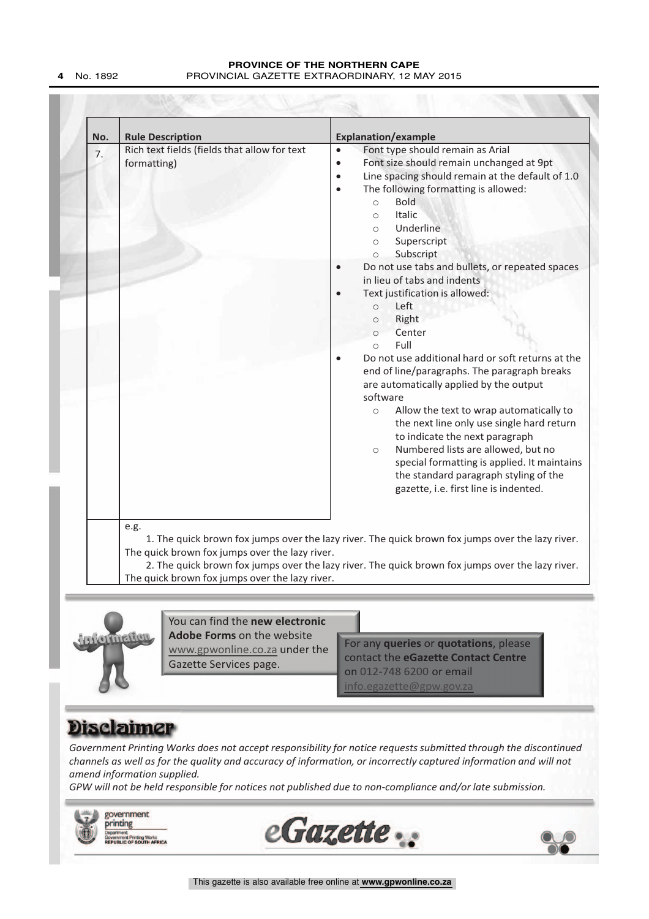| No. | Rule Description | Explanation/example |
|---|---|---|
| 7. | Rich text fields (fields that allow for text formatting) | • Font type should remain as Arial<br>• Font size should remain unchanged at 9pt<br>• Line spacing should remain at the default of 1.0<br>• The following formatting is allowed:<br>○ Bold<br>○ Italic<br>○ Underline<br>○ Superscript<br>○ Subscript<br>• Do not use tabs and bullets, or repeated spaces in lieu of tabs and indents<br>• Text justification is allowed:<br>○ Left<br>○ Right<br>○ Center<br>○ Full<br>• Do not use additional hard or soft returns at the end of line/paragraphs. The paragraph breaks are automatically applied by the output software<br>○ Allow the text to wrap automatically to the next line only use single hard return to indicate the next paragraph<br>○ Numbered lists are allowed, but no special formatting is applied. It maintains the standard paragraph styling of the gazette, i.e. first line is indented. |
| | e.g.<br>1. The quick brown fox jumps over the lazy river. The quick brown fox jumps over the lazy river. The quick brown fox jumps over the lazy river.<br>2. The quick brown fox jumps over the lazy river. The quick brown fox jumps over the lazy river. The quick brown fox jumps over the lazy river. | |

Information

You can find the **new electronic Adobe Forms** on the website www.gpwonline.co.za under the Gazette Services page.

For any **queries** or **quotations**, please contact the **eGazette Contact Centre** on 012-748 6200 or email info.egazette@gpw.gov.za

# Disclaimer

*Government Printing Works does not accept responsibility for notice requests submitted through the discontinued channels as well as for the quality and accuracy of information, or incorrectly captured information and will not amend information supplied.*

*GPW will not be held responsible for notices not published due to non-compliance and/or late submission.*

government printing
Department: Government Printing Works
REPUBLIC OF SOUTH AFRICA

eGazette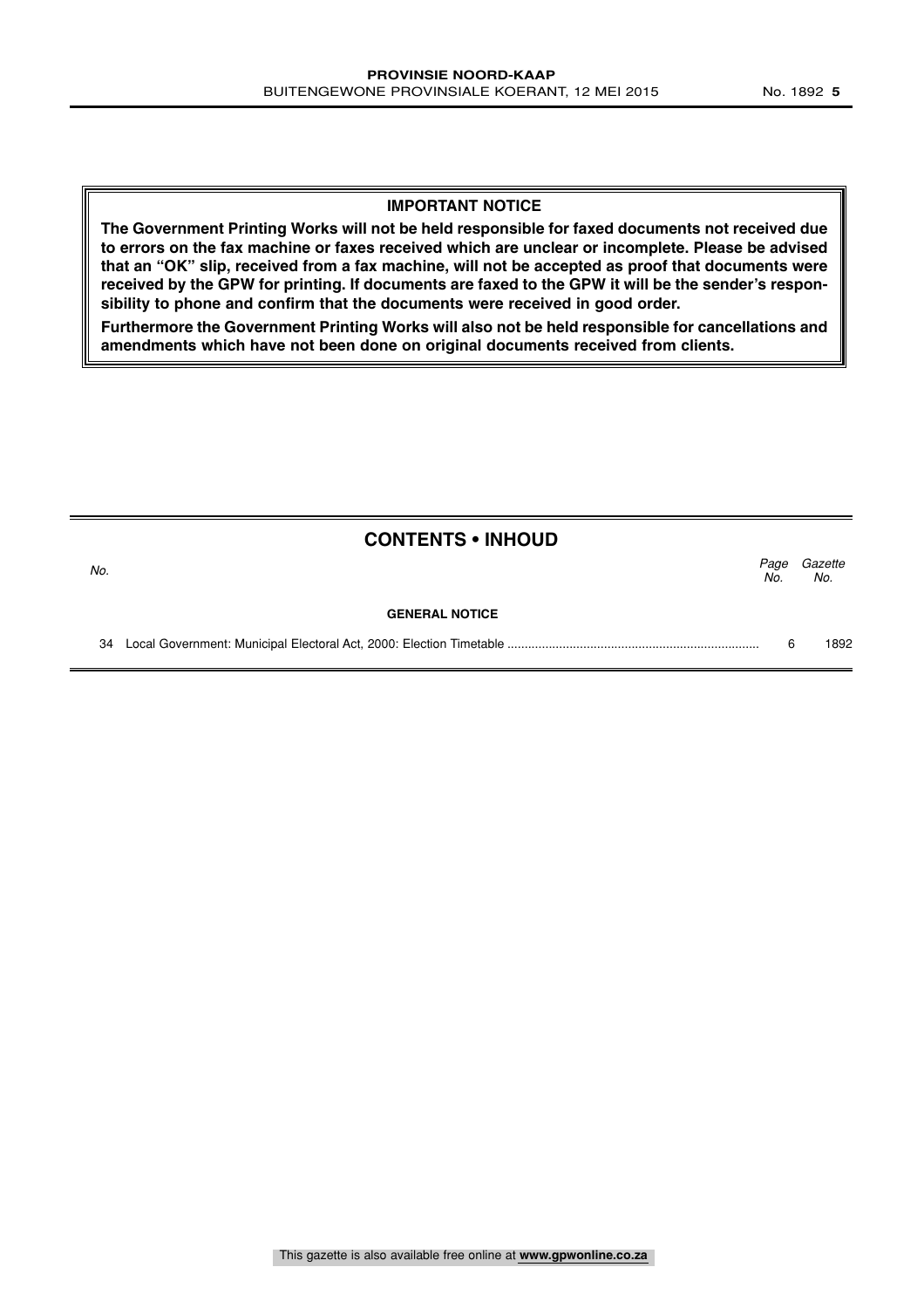**IMPORTANT NOTICE**

**The Government Printing Works will not be held responsible for faxed documents not received due to errors on the fax machine or faxes received which are unclear or incomplete. Please be advised that an "OK" slip, received from a fax machine, will not be accepted as proof that documents were received by the GPW for printing. If documents are faxed to the GPW it will be the sender's responsibility to phone and confirm that the documents were received in good order.**

**Furthermore the Government Printing Works will also not be held responsible for cancellations and amendments which have not been done on original documents received from clients.**

## CONTENTS • INHOUD

| *No.* | | *Page No.* | *Gazette No.* |
|---|---|---|---|
| | **GENERAL NOTICE** | | |
| 34 | Local Government: Municipal Electoral Act, 2000: Election Timetable | 6 | 1892 |

This gazette is also available free online at **www.gpwonline.co.za**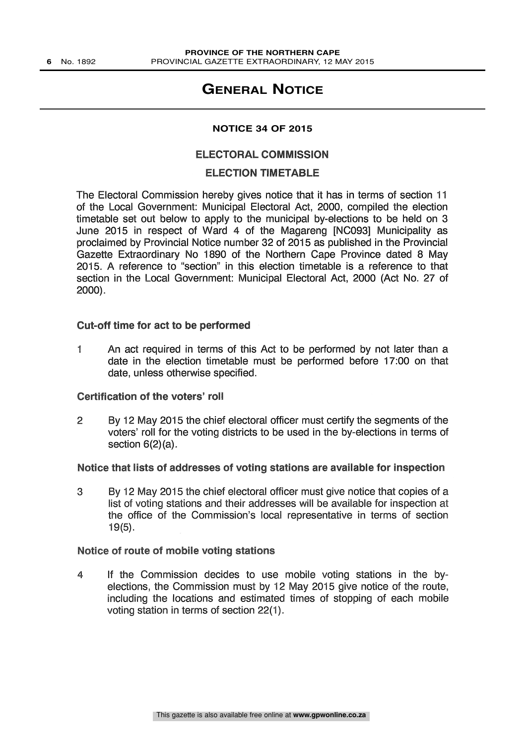# GENERAL NOTICE

**NOTICE 34 OF 2015**

**ELECTORAL COMMISSION**

**ELECTION TIMETABLE**

The Electoral Commission hereby gives notice that it has in terms of section 11 of the Local Government: Municipal Electoral Act, 2000, compiled the election timetable set out below to apply to the municipal by-elections to be held on 3 June 2015 in respect of Ward 4 of the Magareng [NC093] Municipality as proclaimed by Provincial Notice number 32 of 2015 as published in the Provincial Gazette Extraordinary No 1890 of the Northern Cape Province dated 8 May 2015. A reference to "section" in this election timetable is a reference to that section in the Local Government: Municipal Electoral Act, 2000 (Act No. 27 of 2000).

**Cut-off time for act to be performed**

1 An act required in terms of this Act to be performed by not later than a date in the election timetable must be performed before 17:00 on that date, unless otherwise specified.

**Certification of the voters' roll**

2 By 12 May 2015 the chief electoral officer must certify the segments of the voters' roll for the voting districts to be used in the by-elections in terms of section 6(2)(a).

**Notice that lists of addresses of voting stations are available for inspection**

3 By 12 May 2015 the chief electoral officer must give notice that copies of a list of voting stations and their addresses will be available for inspection at the office of the Commission's local representative in terms of section 19(5).

**Notice of route of mobile voting stations**

4 If the Commission decides to use mobile voting stations in the by-elections, the Commission must by 12 May 2015 give notice of the route, including the locations and estimated times of stopping of each mobile voting station in terms of section 22(1).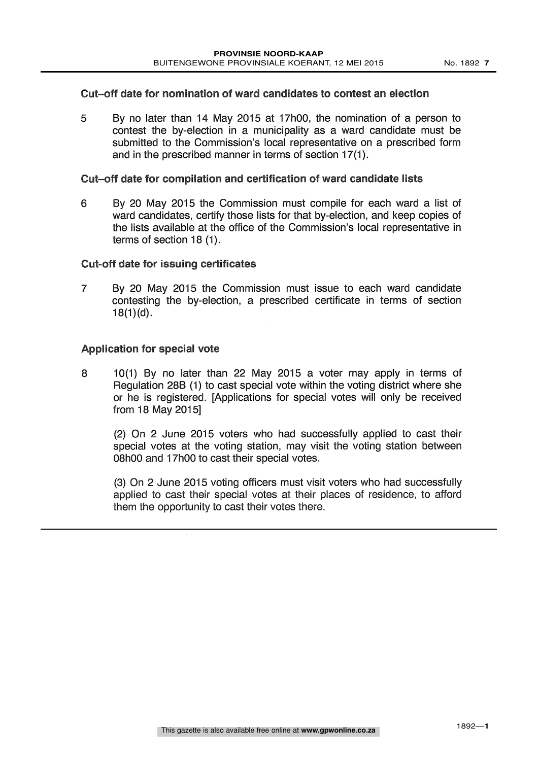### Cut–off date for nomination of ward candidates to contest an election

5 By no later than 14 May 2015 at 17h00, the nomination of a person to contest the by-election in a municipality as a ward candidate must be submitted to the Commission's local representative on a prescribed form and in the prescribed manner in terms of section 17(1).

### Cut–off date for compilation and certification of ward candidate lists

6 By 20 May 2015 the Commission must compile for each ward a list of ward candidates, certify those lists for that by-election, and keep copies of the lists available at the office of the Commission's local representative in terms of section 18 (1).

### Cut-off date for issuing certificates

7 By 20 May 2015 the Commission must issue to each ward candidate contesting the by-election, a prescribed certificate in terms of section 18(1)(d).

### Application for special vote

8 10(1) By no later than 22 May 2015 a voter may apply in terms of Regulation 28B (1) to cast special vote within the voting district where she or he is registered. [Applications for special votes will only be received from 18 May 2015]

(2) On 2 June 2015 voters who had successfully applied to cast their special votes at the voting station, may visit the voting station between 08h00 and 17h00 to cast their special votes.

(3) On 2 June 2015 voting officers must visit voters who had successfully applied to cast their special votes at their places of residence, to afford them the opportunity to cast their votes there.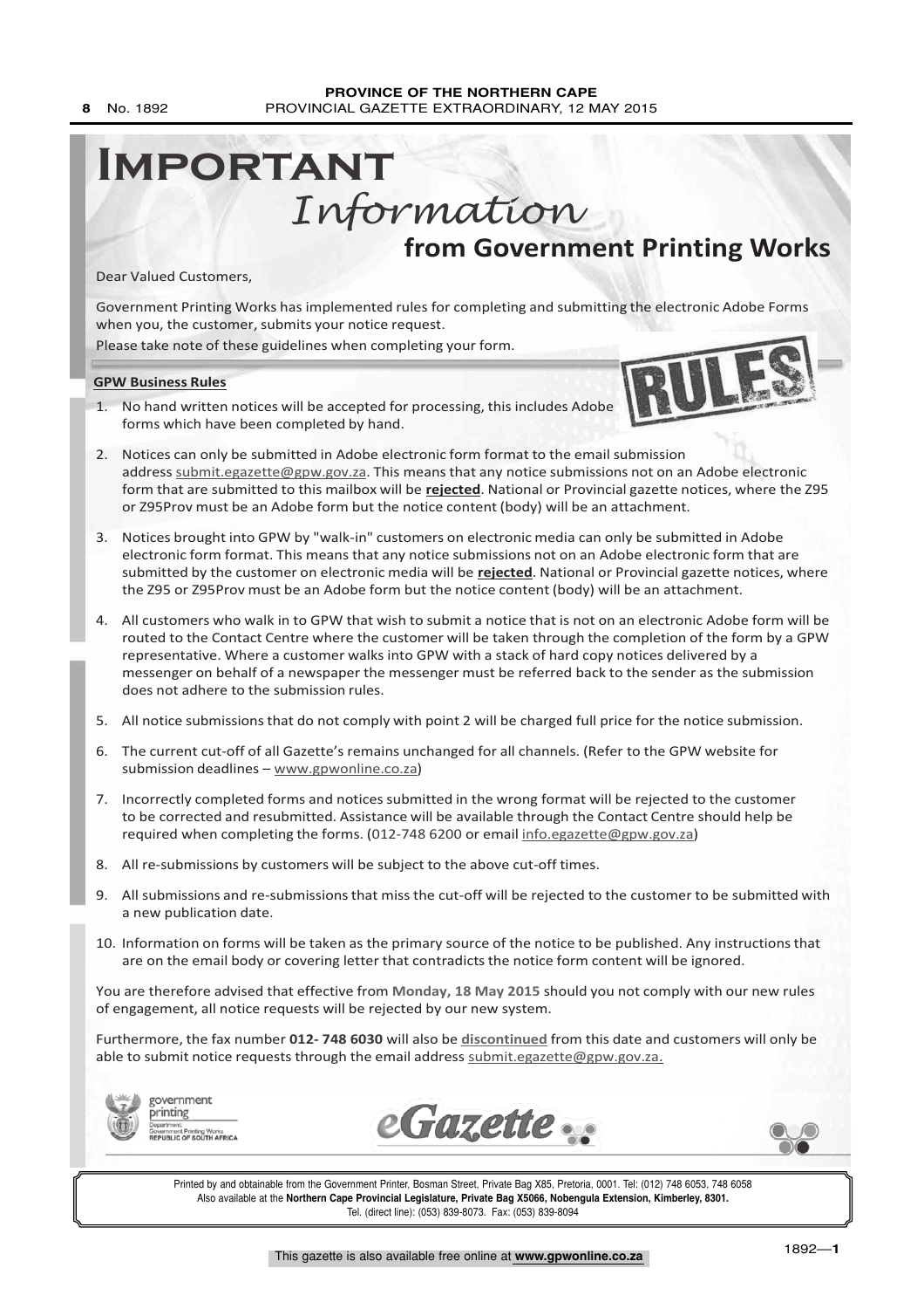# Important *Information*

## from Government Printing Works

Dear Valued Customers,

Government Printing Works has implemented rules for completing and submitting the electronic Adobe Forms when you, the customer, submits your notice request.

Please take note of these guidelines when completing your form.

**GPW Business Rules**

RULES

1. No hand written notices will be accepted for processing, this includes Adobe forms which have been completed by hand.
2. Notices can only be submitted in Adobe electronic form format to the email submission address submit.egazette@gpw.gov.za. This means that any notice submissions not on an Adobe electronic form that are submitted to this mailbox will be **rejected**. National or Provincial gazette notices, where the Z95 or Z95Prov must be an Adobe form but the notice content (body) will be an attachment.
3. Notices brought into GPW by "walk-in" customers on electronic media can only be submitted in Adobe electronic form format. This means that any notice submissions not on an Adobe electronic form that are submitted by the customer on electronic media will be **rejected**. National or Provincial gazette notices, where the Z95 or Z95Prov must be an Adobe form but the notice content (body) will be an attachment.
4. All customers who walk in to GPW that wish to submit a notice that is not on an electronic Adobe form will be routed to the Contact Centre where the customer will be taken through the completion of the form by a GPW representative. Where a customer walks into GPW with a stack of hard copy notices delivered by a messenger on behalf of a newspaper the messenger must be referred back to the sender as the submission does not adhere to the submission rules.
5. All notice submissions that do not comply with point 2 will be charged full price for the notice submission.
6. The current cut-off of all Gazette's remains unchanged for all channels. (Refer to the GPW website for submission deadlines – www.gpwonline.co.za)
7. Incorrectly completed forms and notices submitted in the wrong format will be rejected to the customer to be corrected and resubmitted. Assistance will be available through the Contact Centre should help be required when completing the forms. (012-748 6200 or email info.egazette@gpw.gov.za)
8. All re-submissions by customers will be subject to the above cut-off times.
9. All submissions and re-submissions that miss the cut-off will be rejected to the customer to be submitted with a new publication date.
10. Information on forms will be taken as the primary source of the notice to be published. Any instructions that are on the email body or covering letter that contradicts the notice form content will be ignored.

You are therefore advised that effective from **Monday, 18 May 2015** should you not comply with our new rules of engagement, all notice requests will be rejected by our new system.

Furthermore, the fax number **012- 748 6030** will also be **discontinued** from this date and customers will only be able to submit notice requests through the email address submit.egazette@gpw.gov.za.

government printing
Department: Government Printing Works
REPUBLIC OF SOUTH AFRICA

eGazette

Printed by and obtainable from the Government Printer, Bosman Street, Private Bag X85, Pretoria, 0001. Tel: (012) 748 6053, 748 6058
Also available at the **Northern Cape Provincial Legislature, Private Bag X5066, Nobengula Extension, Kimberley, 8301.**
Tel. (direct line): (053) 839-8073. Fax: (053) 839-8094